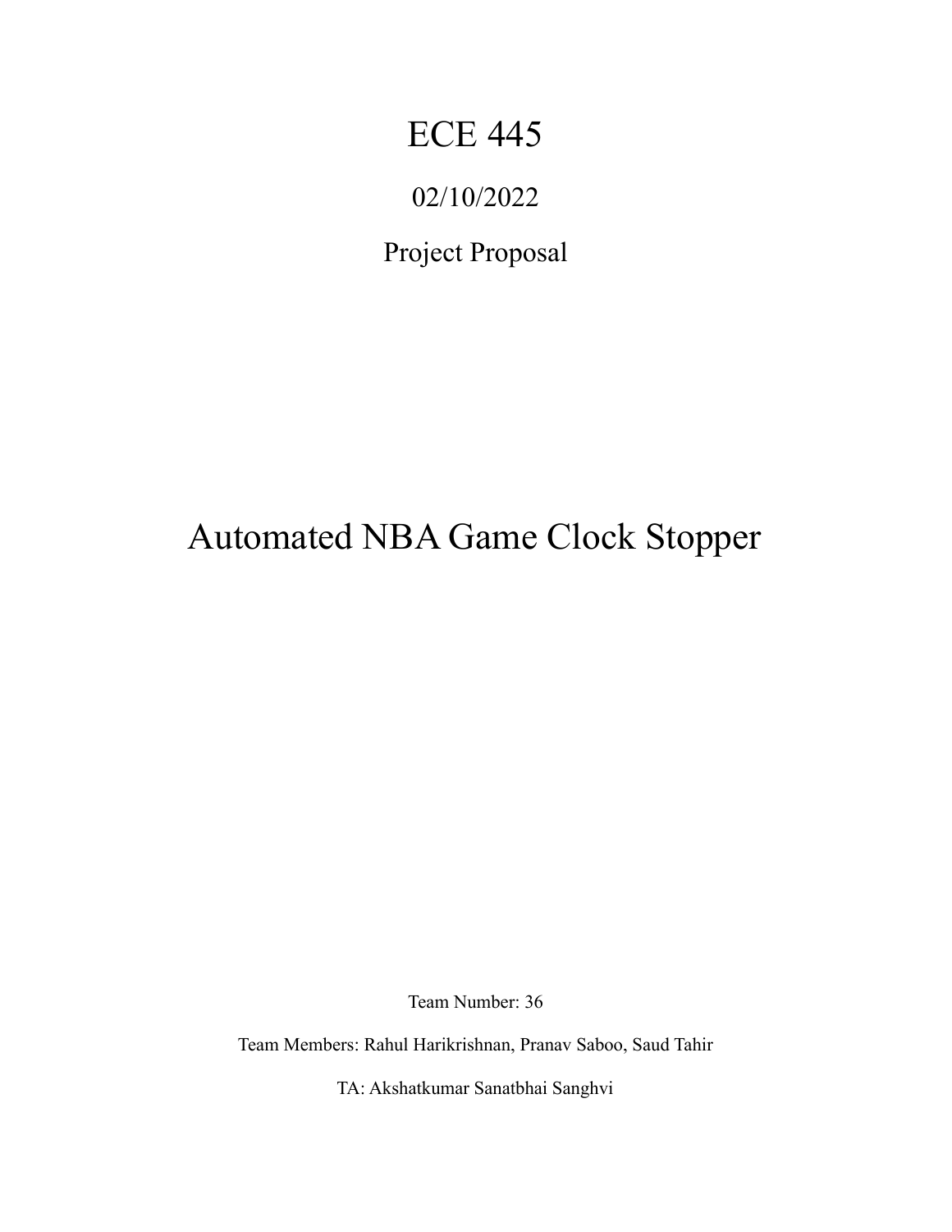# ECE 445

02/10/2022

Project Proposal

# Automated NBA Game Clock Stopper

Team Number: 36

Team Members: Rahul Harikrishnan, Pranav Saboo, Saud Tahir

TA: Akshatkumar Sanatbhai Sanghvi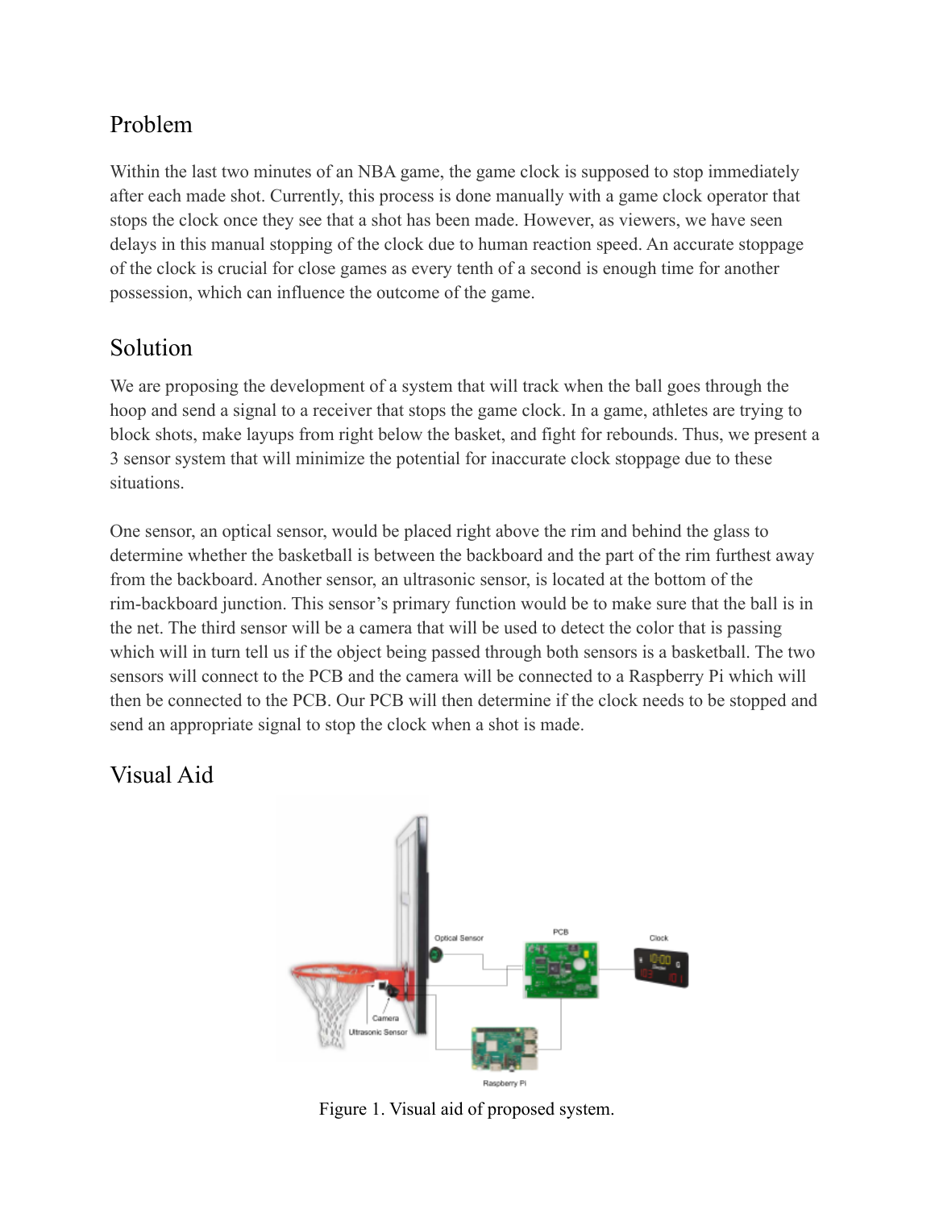## Problem

Within the last two minutes of an NBA game, the game clock is supposed to stop immediately after each made shot. Currently, this process is done manually with a game clock operator that stops the clock once they see that a shot has been made. However, as viewers, we have seen delays in this manual stopping of the clock due to human reaction speed. An accurate stoppage of the clock is crucial for close games as every tenth of a second is enough time for another possession, which can influence the outcome of the game.

## Solution

We are proposing the development of a system that will track when the ball goes through the hoop and send a signal to a receiver that stops the game clock. In a game, athletes are trying to block shots, make layups from right below the basket, and fight for rebounds. Thus, we present a 3 sensor system that will minimize the potential for inaccurate clock stoppage due to these situations.

One sensor, an optical sensor, would be placed right above the rim and behind the glass to determine whether the basketball is between the backboard and the part of the rim furthest away from the backboard. Another sensor, an ultrasonic sensor, is located at the bottom of the rim-backboard junction. This sensor's primary function would be to make sure that the ball is in the net. The third sensor will be a camera that will be used to detect the color that is passing which will in turn tell us if the object being passed through both sensors is a basketball. The two sensors will connect to the PCB and the camera will be connected to a Raspberry Pi which will then be connected to the PCB. Our PCB will then determine if the clock needs to be stopped and send an appropriate signal to stop the clock when a shot is made.

## Visual Aid

Figure 1. Visual aid of proposed system.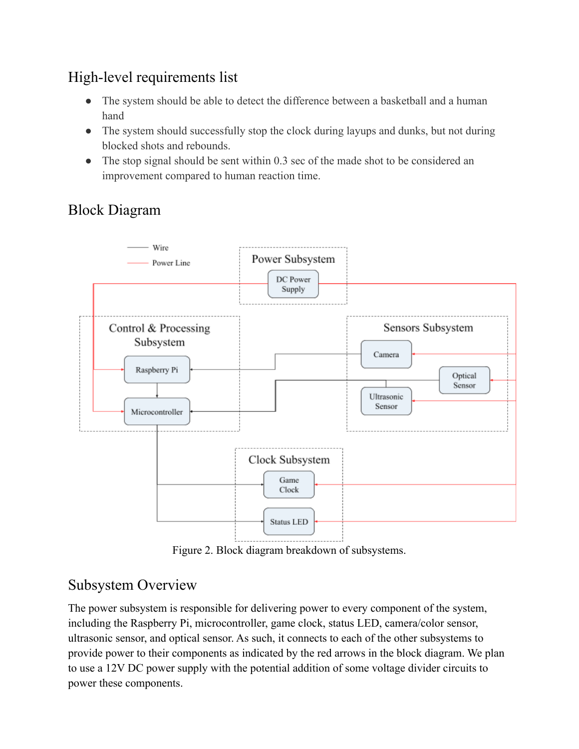## High-level requirements list

- The system should be able to detect the difference between a basketball and a human hand
- The system should successfully stop the clock during layups and dunks, but not during blocked shots and rebounds.
- The stop signal should be sent within 0.3 sec of the made shot to be considered an improvement compared to human reaction time.

## Block Diagram

Figure 2. Block diagram breakdown of subsystems.

## Subsystem Overview

The power subsystem is responsible for delivering power to every component of the system, including the Raspberry Pi, microcontroller, game clock, status LED, camera/color sensor, ultrasonic sensor, and optical sensor. As such, it connects to each of the other subsystems to provide power to their components as indicated by the red arrows in the block diagram. We plan to use a 12V DC power supply with the potential addition of some voltage divider circuits to power these components.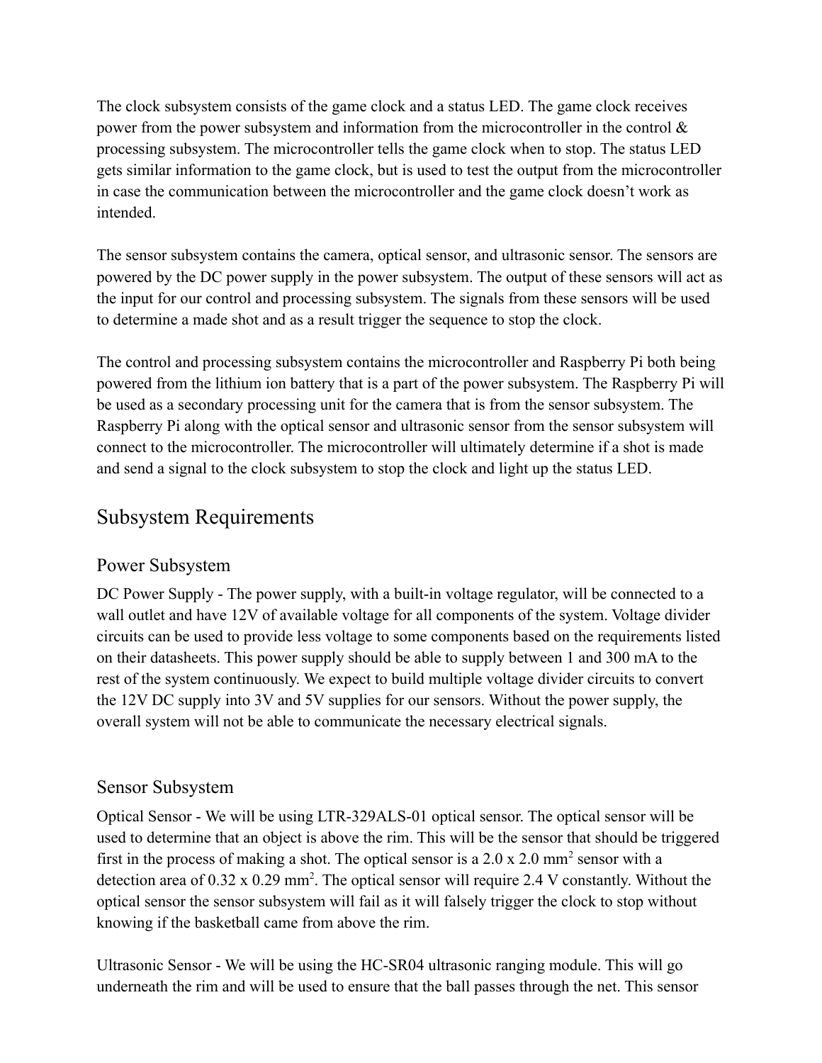The clock subsystem consists of the game clock and a status LED. The game clock receives power from the power subsystem and information from the microcontroller in the control & processing subsystem. The microcontroller tells the game clock when to stop. The status LED gets similar information to the game clock, but is used to test the output from the microcontroller in case the communication between the microcontroller and the game clock doesn't work as intended.

The sensor subsystem contains the camera, optical sensor, and ultrasonic sensor. The sensors are powered by the DC power supply in the power subsystem. The output of these sensors will act as the input for our control and processing subsystem. The signals from these sensors will be used to determine a made shot and as a result trigger the sequence to stop the clock.

The control and processing subsystem contains the microcontroller and Raspberry Pi both being powered from the lithium ion battery that is a part of the power subsystem. The Raspberry Pi will be used as a secondary processing unit for the camera that is from the sensor subsystem. The Raspberry Pi along with the optical sensor and ultrasonic sensor from the sensor subsystem will connect to the microcontroller. The microcontroller will ultimately determine if a shot is made and send a signal to the clock subsystem to stop the clock and light up the status LED.

## Subsystem Requirements

### Power Subsystem

DC Power Supply - The power supply, with a built-in voltage regulator, will be connected to a wall outlet and have 12V of available voltage for all components of the system. Voltage divider circuits can be used to provide less voltage to some components based on the requirements listed on their datasheets. This power supply should be able to supply between 1 and 300 mA to the rest of the system continuously. We expect to build multiple voltage divider circuits to convert the 12V DC supply into 3V and 5V supplies for our sensors. Without the power supply, the overall system will not be able to communicate the necessary electrical signals.

### Sensor Subsystem

Optical Sensor - We will be using LTR-329ALS-01 optical sensor. The optical sensor will be used to determine that an object is above the rim. This will be the sensor that should be triggered first in the process of making a shot. The optical sensor is a 2.0 x 2.0 $mm^2$ sensor with a detection area of 0.32 x 0.29 $mm^2$. The optical sensor will require 2.4 V constantly. Without the optical sensor the sensor subsystem will fail as it will falsely trigger the clock to stop without knowing if the basketball came from above the rim.

Ultrasonic Sensor - We will be using the HC-SR04 ultrasonic ranging module. This will go underneath the rim and will be used to ensure that the ball passes through the net. This sensor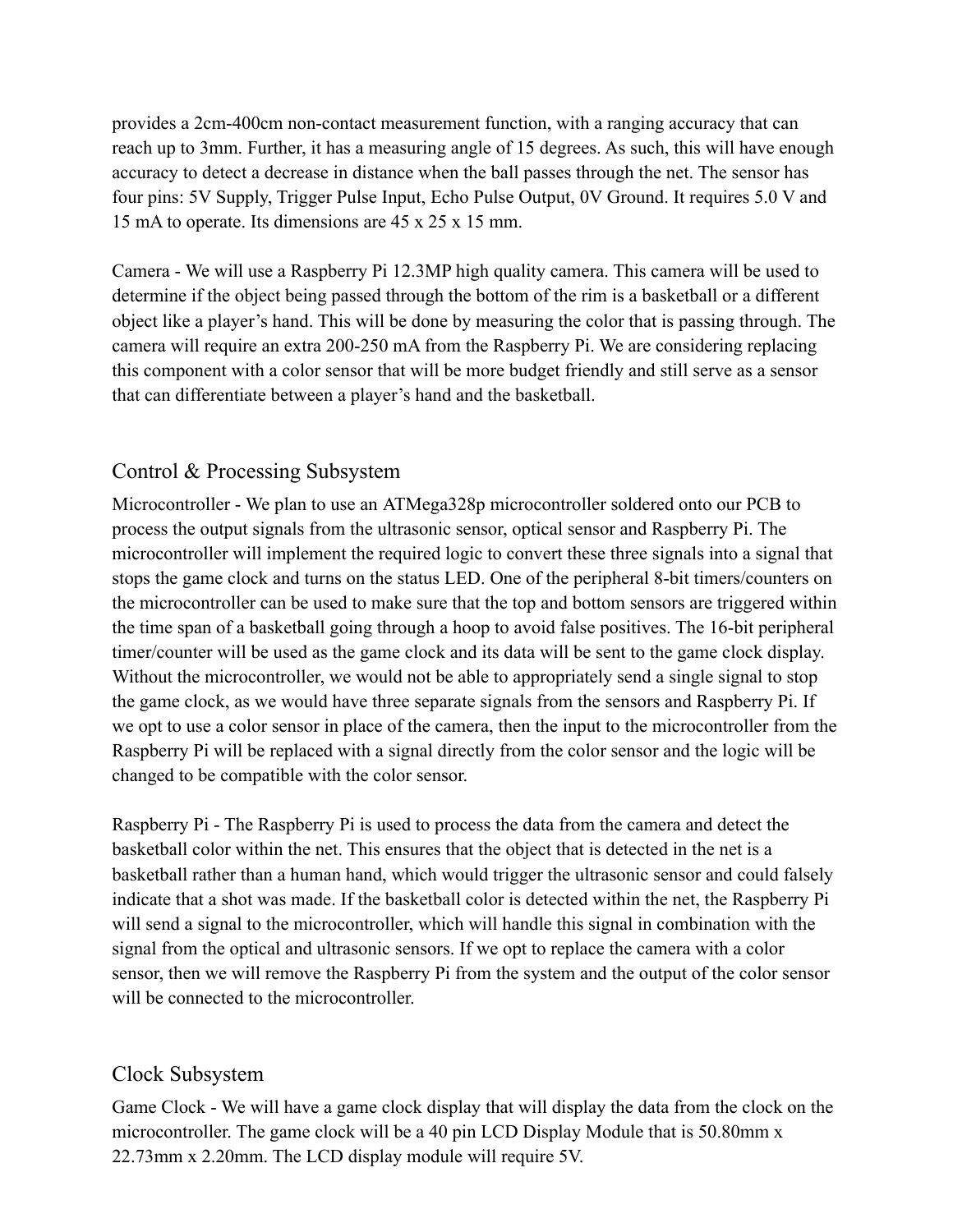provides a 2cm-400cm non-contact measurement function, with a ranging accuracy that can reach up to 3mm. Further, it has a measuring angle of 15 degrees. As such, this will have enough accuracy to detect a decrease in distance when the ball passes through the net. The sensor has four pins: 5V Supply, Trigger Pulse Input, Echo Pulse Output, 0V Ground. It requires 5.0 V and 15 mA to operate. Its dimensions are 45 x 25 x 15 mm.

Camera - We will use a Raspberry Pi 12.3MP high quality camera. This camera will be used to determine if the object being passed through the bottom of the rim is a basketball or a different object like a player's hand. This will be done by measuring the color that is passing through. The camera will require an extra 200-250 mA from the Raspberry Pi. We are considering replacing this component with a color sensor that will be more budget friendly and still serve as a sensor that can differentiate between a player's hand and the basketball.

## Control & Processing Subsystem

Microcontroller - We plan to use an ATMega328p microcontroller soldered onto our PCB to process the output signals from the ultrasonic sensor, optical sensor and Raspberry Pi. The microcontroller will implement the required logic to convert these three signals into a signal that stops the game clock and turns on the status LED. One of the peripheral 8-bit timers/counters on the microcontroller can be used to make sure that the top and bottom sensors are triggered within the time span of a basketball going through a hoop to avoid false positives. The 16-bit peripheral timer/counter will be used as the game clock and its data will be sent to the game clock display. Without the microcontroller, we would not be able to appropriately send a single signal to stop the game clock, as we would have three separate signals from the sensors and Raspberry Pi. If we opt to use a color sensor in place of the camera, then the input to the microcontroller from the Raspberry Pi will be replaced with a signal directly from the color sensor and the logic will be changed to be compatible with the color sensor.

Raspberry Pi - The Raspberry Pi is used to process the data from the camera and detect the basketball color within the net. This ensures that the object that is detected in the net is a basketball rather than a human hand, which would trigger the ultrasonic sensor and could falsely indicate that a shot was made. If the basketball color is detected within the net, the Raspberry Pi will send a signal to the microcontroller, which will handle this signal in combination with the signal from the optical and ultrasonic sensors. If we opt to replace the camera with a color sensor, then we will remove the Raspberry Pi from the system and the output of the color sensor will be connected to the microcontroller.

## Clock Subsystem

Game Clock - We will have a game clock display that will display the data from the clock on the microcontroller. The game clock will be a 40 pin LCD Display Module that is 50.80mm x 22.73mm x 2.20mm. The LCD display module will require 5V.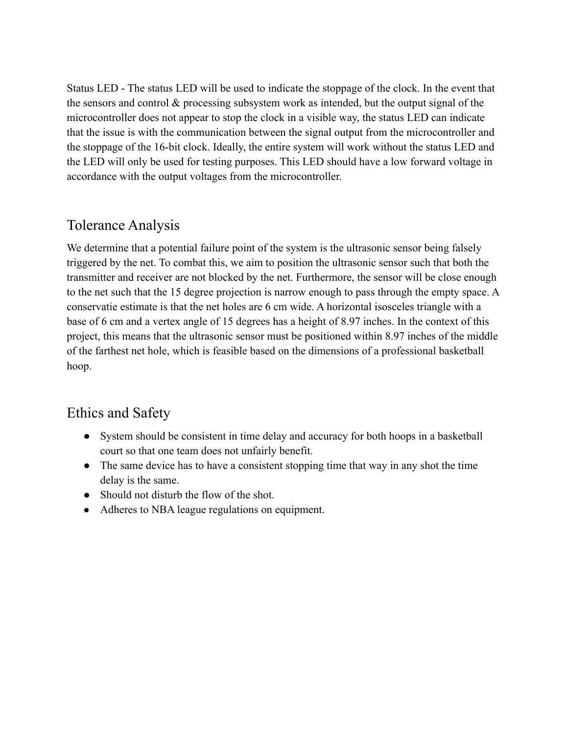Status LED - The status LED will be used to indicate the stoppage of the clock. In the event that the sensors and control & processing subsystem work as intended, but the output signal of the microcontroller does not appear to stop the clock in a visible way, the status LED can indicate that the issue is with the communication between the signal output from the microcontroller and the stoppage of the 16-bit clock. Ideally, the entire system will work without the status LED and the LED will only be used for testing purposes. This LED should have a low forward voltage in accordance with the output voltages from the microcontroller.

## Tolerance Analysis

We determine that a potential failure point of the system is the ultrasonic sensor being falsely triggered by the net. To combat this, we aim to position the ultrasonic sensor such that both the transmitter and receiver are not blocked by the net. Furthermore, the sensor will be close enough to the net such that the 15 degree projection is narrow enough to pass through the empty space. A conservatie estimate is that the net holes are 6 cm wide. A horizontal isosceles triangle with a base of 6 cm and a vertex angle of 15 degrees has a height of 8.97 inches. In the context of this project, this means that the ultrasonic sensor must be positioned within 8.97 inches of the middle of the farthest net hole, which is feasible based on the dimensions of a professional basketball hoop.

## Ethics and Safety

- System should be consistent in time delay and accuracy for both hoops in a basketball court so that one team does not unfairly benefit.
- The same device has to have a consistent stopping time that way in any shot the time delay is the same.
- Should not disturb the flow of the shot.
- Adheres to NBA league regulations on equipment.